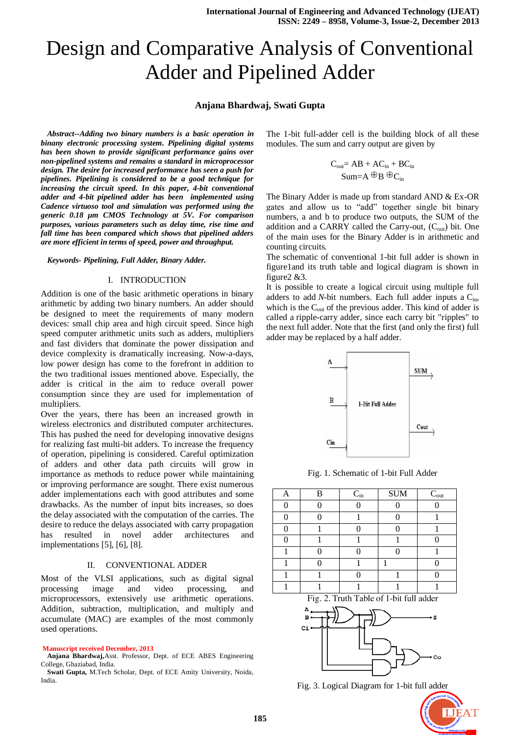# Design and Comparative Analysis of Conventional Adder and Pipelined Adder

**Anjana Bhardwaj, Swati Gupta**

***Abstract--Adding two binary numbers is a basic operation in binany electronic processing system. Pipelining digital systems has been shown to provide significant performance gains over non-pipelined systems and remains a standard in microprocessor design. The desire for increased performance has seen a push for pipelines. Pipelining is considered to be a good technique for increasing the circuit speed. In this paper, 4-bit conventional adder and 4-bit pipelined adder has been implemented using Cadence virtuoso tool and simulation was performed using the generic 0.18 µm CMOS Technology at 5V. For comparison purposes, various parameters such as delay time, rise time and fall time has been compared which shows that pipelined adders are more efficient in terms of speed, power and throughput.***

***Keywords- Pipelining, Full Adder, Binary Adder.***

## I. INTRODUCTION

Addition is one of the basic arithmetic operations in binary arithmetic by adding two binary numbers. An adder should be designed to meet the requirements of many modern devices: small chip area and high circuit speed. Since high speed computer arithmetic units such as adders, multipliers and fast dividers that dominate the power dissipation and device complexity is dramatically increasing. Now-a-days, low power design has come to the forefront in addition to the two traditional issues mentioned above. Especially, the adder is critical in the aim to reduce overall power consumption since they are used for implementation of multipliers.

Over the years, there has been an increased growth in wireless electronics and distributed computer architectures. This has pushed the need for developing innovative designs for realizing fast multi-bit adders. To increase the frequency of operation, pipelining is considered. Careful optimization of adders and other data path circuits will grow in importance as methods to reduce power while maintaining or improving performance are sought. There exist numerous adder implementations each with good attributes and some drawbacks. As the number of input bits increases, so does the delay associated with the computation of the carries. The desire to reduce the delays associated with carry propagation has resulted in novel adder architectures and implementations [5], [6], [8].

## II. CONVENTIONAL ADDER

Most of the VLSI applications, such as digital signal processing image and video processing, and microprocessors, extensively use arithmetic operations. Addition, subtraction, multiplication, and multiply and accumulate (MAC) are examples of the most commonly used operations.

**Manuscript received December, 2013**

**Anjana Bhardwaj,** Asst. Professor, Dept. of ECE ABES Engineering College, Ghaziabad, India.

**Swati Gupta,** M.Tech Scholar, Dept. of ECE Amity University, Noida, India.

The 1-bit full-adder cell is the building block of all these modules. The sum and carry output are given by

$$C_{out} = AB + AC_{in} + BC_{in}$$
$$Sum = A \oplus B \oplus C_{in}$$

The Binary Adder is made up from standard AND & Ex-OR gates and allow us to "add" together single bit binary numbers, a and b to produce two outputs, the SUM of the addition and a CARRY called the Carry-out, ($C_{out}$) bit. One of the main uses for the Binary Adder is in arithmetic and counting circuits.

The schematic of conventional 1-bit full adder is shown in figure1and its truth table and logical diagram is shown in figure2 &3.

It is possible to create a logical circuit using multiple full adders to add *N*-bit numbers. Each full adder inputs a $C_{in}$, which is the $C_{out}$ of the previous adder. This kind of adder is called a ripple-carry adder, since each carry bit "ripples" to the next full adder. Note that the first (and only the first) full adder may be replaced by a half adder.

Fig. 1. Schematic of 1-bit Full Adder

| A | B | $C_{in}$ | SUM | $C_{out}$ |
|---|---|---|---|---|
| 0 | 0 | 0 | 0 | 0 |
| 0 | 0 | 1 | 0 | 1 |
| 0 | 1 | 0 | 0 | 1 |
| 0 | 1 | 1 | 1 | 0 |
| 1 | 0 | 0 | 0 | 1 |
| 1 | 0 | 1 | 1 | 0 |
| 1 | 1 | 0 | 1 | 0 |
| 1 | 1 | 1 | 1 | 1 |

Fig. 2. Truth Table of 1-bit full adder

Fig. 3. Logical Diagram for 1-bit full adder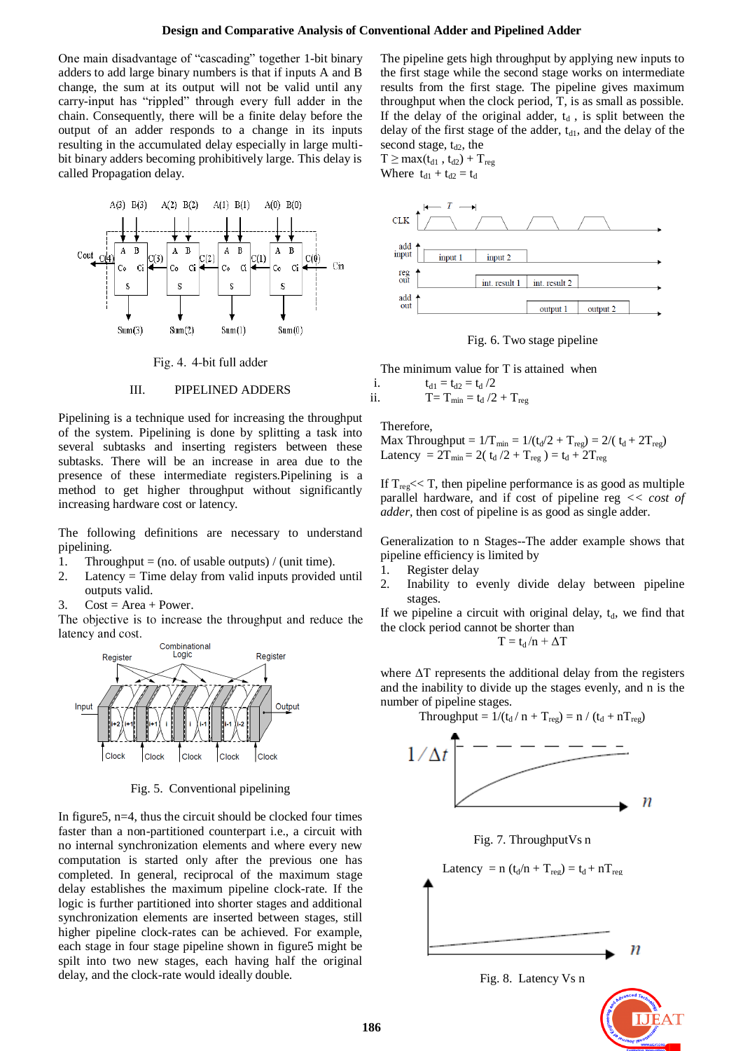One main disadvantage of "cascading" together 1-bit binary adders to add large binary numbers is that if inputs A and B change, the sum at its output will not be valid until any carry-input has "rippled" through every full adder in the chain. Consequently, there will be a finite delay before the output of an adder responds to a change in its inputs resulting in the accumulated delay especially in large multi-bit binary adders becoming prohibitively large. This delay is called Propagation delay.

Fig. 4. 4-bit full adder

## III. PIPELINED ADDERS

Pipelining is a technique used for increasing the throughput of the system. Pipelining is done by splitting a task into several subtasks and inserting registers between these subtasks. There will be an increase in area due to the presence of these intermediate registers.Pipelining is a method to get higher throughput without significantly increasing hardware cost or latency.

The following definitions are necessary to understand pipelining.

1. Throughput = (no. of usable outputs) / (unit time).
2. Latency = Time delay from valid inputs provided until outputs valid.
3. Cost = Area + Power.

The objective is to increase the throughput and reduce the latency and cost.

Fig. 5. Conventional pipelining

In figure5, n=4, thus the circuit should be clocked four times faster than a non-partitioned counterpart i.e., a circuit with no internal synchronization elements and where every new computation is started only after the previous one has completed. In general, reciprocal of the maximum stage delay establishes the maximum pipeline clock-rate. If the logic is further partitioned into shorter stages and additional synchronization elements are inserted between stages, still higher pipeline clock-rates can be achieved. For example, each stage in four stage pipeline shown in figure5 might be spilt into two new stages, each having half the original delay, and the clock-rate would ideally double.

The pipeline gets high throughput by applying new inputs to the first stage while the second stage works on intermediate results from the first stage. The pipeline gives maximum throughput when the clock period, T, is as small as possible. If the delay of the original adder, $t_d$ , is split between the delay of the first stage of the adder, $t_{d1}$, and the delay of the second stage, $t_{d2}$, the

$T \geq \max(t_{d1}, t_{d2}) + T_{reg}$

Where $t_{d1} + t_{d2} = t_d$

Fig. 6. Two stage pipeline

The minimum value for T is attained when

i. $t_{d1} = t_{d2} = t_d /2$
ii. $T = T_{min} = t_d /2 + T_{reg}$

Therefore,

Max Throughput $= 1/T_{min} = 1/(t_d/2 + T_{reg}) = 2/(t_d + 2T_{reg})$

Latency $= 2T_{min} = 2(t_d /2 + T_{reg}) = t_d + 2T_{reg}$

If $T_{reg} << T$, then pipeline performance is as good as multiple parallel hardware, and if cost of pipeline reg << *cost of adder*, then cost of pipeline is as good as single adder.

Generalization to n Stages--The adder example shows that pipeline efficiency is limited by

1. Register delay
2. Inability to evenly divide delay between pipeline stages.

If we pipeline a circuit with original delay, $t_d$, we find that the clock period cannot be shorter than

$$T = t_d /n + \Delta T$$

where $\Delta T$ represents the additional delay from the registers and the inability to divide up the stages evenly, and n is the number of pipeline stages.

$$\text{Throughput} = 1/(t_d / n + T_{reg}) = n / (t_d + nT_{reg})$$

Fig. 7. ThroughputVs n

$$\text{Latency} = n (t_d/n + T_{reg}) = t_d + nT_{reg}$$

Fig. 8. Latency Vs n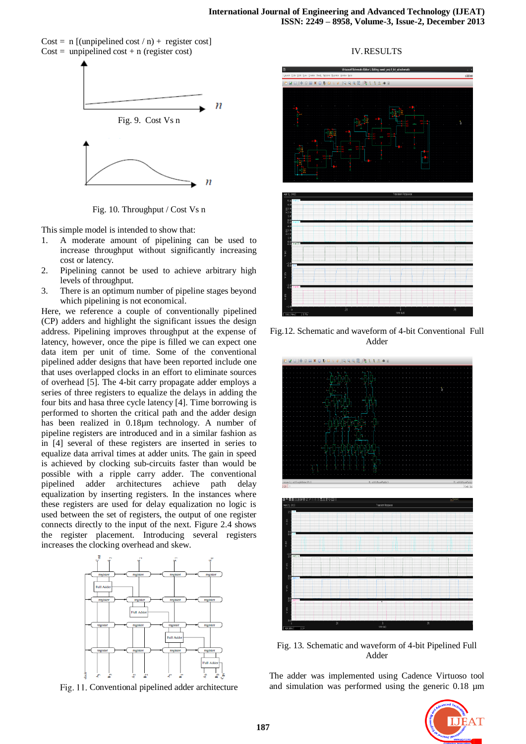Cost = n [(unpipelined cost / n) + register cost]
Cost = unpipelined cost + n (register cost)

Fig. 9. Cost Vs n

Fig. 10. Throughput / Cost Vs n

This simple model is intended to show that:

1. A moderate amount of pipelining can be used to increase throughput without significantly increasing cost or latency.
2. Pipelining cannot be used to achieve arbitrary high levels of throughput.
3. There is an optimum number of pipeline stages beyond which pipelining is not economical.

Here, we reference a couple of conventionally pipelined (CP) adders and highlight the significant issues the design address. Pipelining improves throughput at the expense of latency, however, once the pipe is filled we can expect one data item per unit of time. Some of the conventional pipelined adder designs that have been reported include one that uses overlapped clocks in an effort to eliminate sources of overhead [5]. The 4-bit carry propagate adder employs a series of three registers to equalize the delays in adding the four bits and hasa three cycle latency [4]. Time borrowing is performed to shorten the critical path and the adder design has been realized in 0.18μm technology. A number of pipeline registers are introduced and in a similar fashion as in [4] several of these registers are inserted in series to equalize data arrival times at adder units. The gain in speed is achieved by clocking sub-circuits faster than would be possible with a ripple carry adder. The conventional pipelined adder architectures achieve path delay equalization by inserting registers. In the instances where these registers are used for delay equalization no logic is used between the set of registers, the output of one register connects directly to the input of the next. Figure 2.4 shows the register placement. Introducing several registers increases the clocking overhead and skew.

Fig. 11. Conventional pipelined adder architecture

## IV. RESULTS

Fig.12. Schematic and waveform of 4-bit Conventional Full Adder

Fig. 13. Schematic and waveform of 4-bit Pipelined Full Adder

The adder was implemented using Cadence Virtuoso tool and simulation was performed using the generic 0.18 μm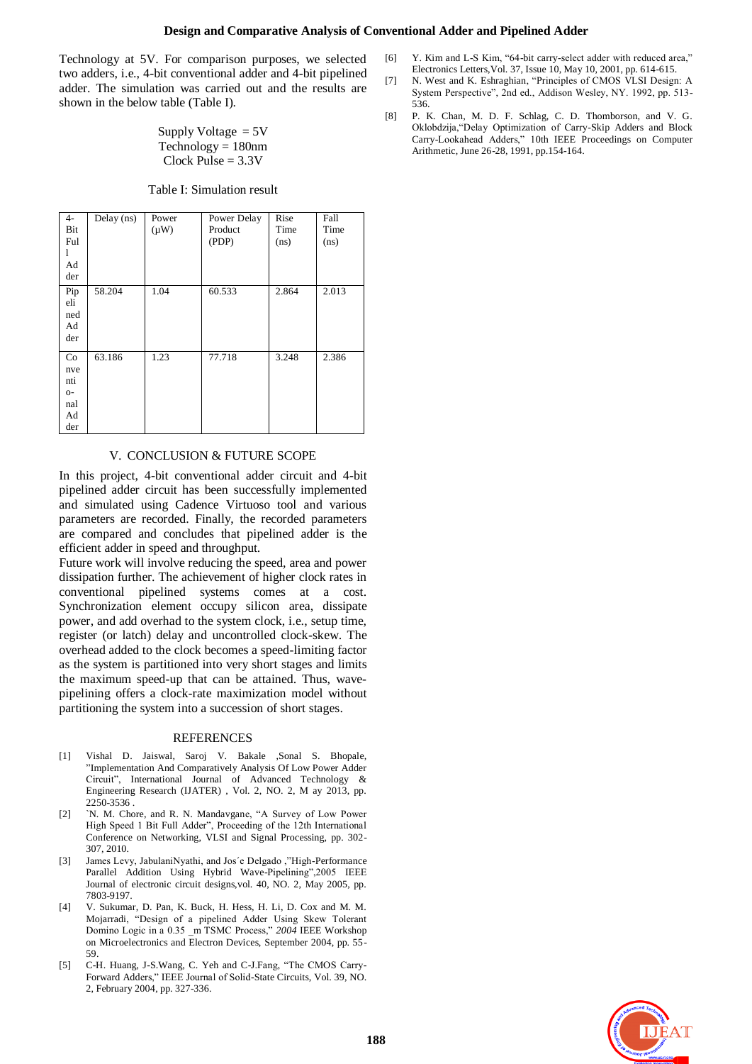Technology at 5V. For comparison purposes, we selected two adders, i.e., 4-bit conventional adder and 4-bit pipelined adder. The simulation was carried out and the results are shown in the below table (Table I).

Supply Voltage = 5V
Technology = 180nm
Clock Pulse = 3.3V

Table I: Simulation result

| 4-Bit Full Adder | Delay (ns) | Power (μW) | Power Delay Product (PDP) | Rise Time (ns) | Fall Time (ns) |
|---|---|---|---|---|---|
| Pipelined Adder | 58.204 | 1.04 | 60.533 | 2.864 | 2.013 |
| Conventio-nal Adder | 63.186 | 1.23 | 77.718 | 3.248 | 2.386 |

## V. CONCLUSION & FUTURE SCOPE

In this project, 4-bit conventional adder circuit and 4-bit pipelined adder circuit has been successfully implemented and simulated using Cadence Virtuoso tool and various parameters are recorded. Finally, the recorded parameters are compared and concludes that pipelined adder is the efficient adder in speed and throughput.

Future work will involve reducing the speed, area and power dissipation further. The achievement of higher clock rates in conventional pipelined systems comes at a cost. Synchronization element occupy silicon area, dissipate power, and add overhad to the system clock, i.e., setup time, register (or latch) delay and uncontrolled clock-skew. The overhead added to the clock becomes a speed-limiting factor as the system is partitioned into very short stages and limits the maximum speed-up that can be attained. Thus, wave-pipelining offers a clock-rate maximization model without partitioning the system into a succession of short stages.

## REFERENCES

[1] Vishal D. Jaiswal, Saroj V. Bakale ,Sonal S. Bhopale, "Implementation And Comparatively Analysis Of Low Power Adder Circuit", International Journal of Advanced Technology & Engineering Research (IJATER) , Vol. 2, NO. 2, M ay 2013, pp. 2250-3536 .

[2] `N. M. Chore, and R. N. Mandavgane, "A Survey of Low Power High Speed 1 Bit Full Adder", Proceeding of the 12th International Conference on Networking, VLSI and Signal Processing, pp. 302-307, 2010.

[3] James Levy, JabulaniNyathi, and Jos´e Delgado ,"High-Performance Parallel Addition Using Hybrid Wave-Pipelining",2005 IEEE Journal of electronic circuit designs,vol. 40, NO. 2, May 2005, pp. 7803-9197.

[4] V. Sukumar, D. Pan, K. Buck, H. Hess, H. Li, D. Cox and M. M. Mojarradi, "Design of a pipelined Adder Using Skew Tolerant Domino Logic in a 0.35 _m TSMC Process," *2004* IEEE Workshop on Microelectronics and Electron Devices, September 2004, pp. 55-59.

[5] C-H. Huang, J-S.Wang, C. Yeh and C-J.Fang, "The CMOS Carry-Forward Adders," IEEE Journal of Solid-State Circuits, Vol. 39, NO. 2, February 2004, pp. 327-336.

[6] Y. Kim and L-S Kim, "64-bit carry-select adder with reduced area," Electronics Letters,Vol. 37, Issue 10, May 10, 2001, pp. 614-615.

[7] N. West and K. Eshraghian, "Principles of CMOS VLSI Design: A System Perspective", 2nd ed., Addison Wesley, NY. 1992, pp. 513-536.

[8] P. K. Chan, M. D. F. Schlag, C. D. Thomborson, and V. G. Oklobdzija,"Delay Optimization of Carry-Skip Adders and Block Carry-Lookahead Adders," 10th IEEE Proceedings on Computer Arithmetic, June 26-28, 1991, pp.154-164.